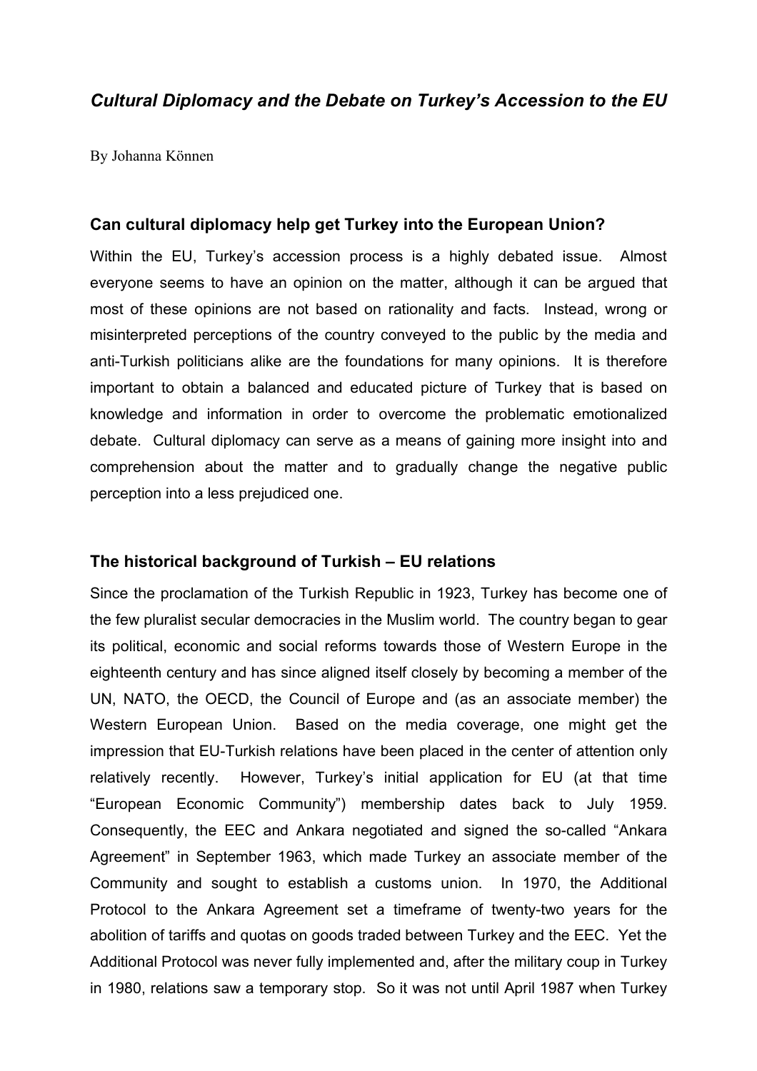# *Cultural Diplomacy and the Debate on Turkey's Accession to the EU*

By Johanna Können

## Can cultural diplomacy help get Turkey into the European Union?

Within the EU, Turkey's accession process is a highly debated issue. Almost everyone seems to have an opinion on the matter, although it can be argued that most of these opinions are not based on rationality and facts. Instead, wrong or misinterpreted perceptions of the country conveyed to the public by the media and anti-Turkish politicians alike are the foundations for many opinions. It is therefore important to obtain a balanced and educated picture of Turkey that is based on knowledge and information in order to overcome the problematic emotionalized debate. Cultural diplomacy can serve as a means of gaining more insight into and comprehension about the matter and to gradually change the negative public perception into a less prejudiced one.

## The historical background of Turkish – EU relations

Since the proclamation of the Turkish Republic in 1923, Turkey has become one of the few pluralist secular democracies in the Muslim world. The country began to gear its political, economic and social reforms towards those of Western Europe in the eighteenth century and has since aligned itself closely by becoming a member of the UN, NATO, the OECD, the Council of Europe and (as an associate member) the Western European Union. Based on the media coverage, one might get the impression that EU-Turkish relations have been placed in the center of attention only relatively recently. However, Turkey's initial application for EU (at that time "European Economic Community") membership dates back to July 1959. Consequently, the EEC and Ankara negotiated and signed the so-called "Ankara Agreement" in September 1963, which made Turkey an associate member of the Community and sought to establish a customs union. In 1970, the Additional Protocol to the Ankara Agreement set a timeframe of twenty-two years for the abolition of tariffs and quotas on goods traded between Turkey and the EEC. Yet the Additional Protocol was never fully implemented and, after the military coup in Turkey in 1980, relations saw a temporary stop. So it was not until April 1987 when Turkey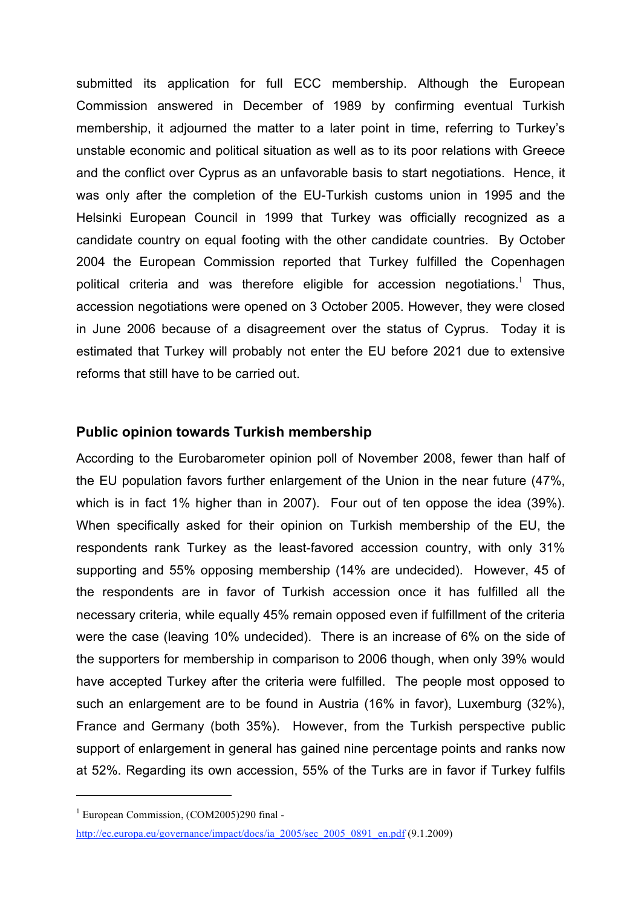submitted its application for full ECC membership. Although the European Commission answered in December of 1989 by confirming eventual Turkish membership, it adjourned the matter to a later point in time, referring to Turkey's unstable economic and political situation as well as to its poor relations with Greece and the conflict over Cyprus as an unfavorable basis to start negotiations. Hence, it was only after the completion of the EU-Turkish customs union in 1995 and the Helsinki European Council in 1999 that Turkey was officially recognized as a candidate country on equal footing with the other candidate countries. By October 2004 the European Commission reported that Turkey fulfilled the Copenhagen political criteria and was therefore eligible for accession negotiations.[1] Thus, accession negotiations were opened on 3 October 2005. However, they were closed in June 2006 because of a disagreement over the status of Cyprus. Today it is estimated that Turkey will probably not enter the EU before 2021 due to extensive reforms that still have to be carried out.

## Public opinion towards Turkish membership

According to the Eurobarometer opinion poll of November 2008, fewer than half of the EU population favors further enlargement of the Union in the near future (47%, which is in fact 1% higher than in 2007). Four out of ten oppose the idea (39%). When specifically asked for their opinion on Turkish membership of the EU, the respondents rank Turkey as the least-favored accession country, with only 31% supporting and 55% opposing membership (14% are undecided). However, 45 of the respondents are in favor of Turkish accession once it has fulfilled all the necessary criteria, while equally 45% remain opposed even if fulfillment of the criteria were the case (leaving 10% undecided). There is an increase of 6% on the side of the supporters for membership in comparison to 2006 though, when only 39% would have accepted Turkey after the criteria were fulfilled. The people most opposed to such an enlargement are to be found in Austria (16% in favor), Luxemburg (32%), France and Germany (both 35%). However, from the Turkish perspective public support of enlargement in general has gained nine percentage points and ranks now at 52%. Regarding its own accession, 55% of the Turks are in favor if Turkey fulfils

---

[1] European Commission, (COM2005)290 final - http://ec.europa.eu/governance/impact/docs/ia_2005/sec_2005_0891_en.pdf (9.1.2009)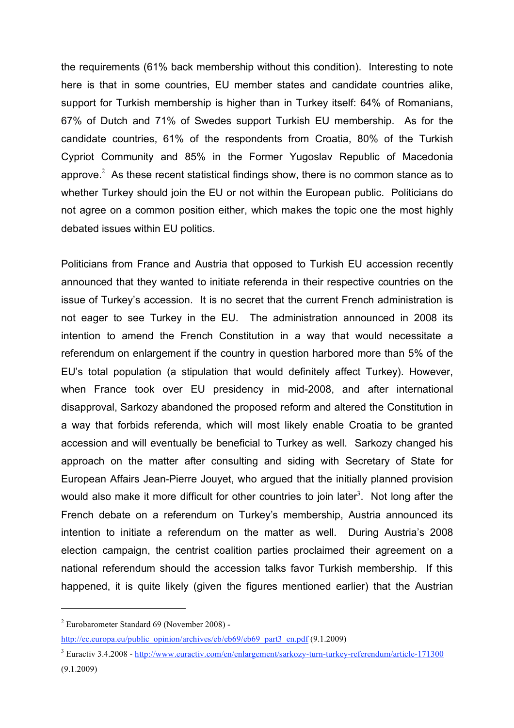the requirements (61% back membership without this condition). Interesting to note here is that in some countries, EU member states and candidate countries alike, support for Turkish membership is higher than in Turkey itself: 64% of Romanians, 67% of Dutch and 71% of Swedes support Turkish EU membership. As for the candidate countries, 61% of the respondents from Croatia, 80% of the Turkish Cypriot Community and 85% in the Former Yugoslav Republic of Macedonia approve.[2] As these recent statistical findings show, there is no common stance as to whether Turkey should join the EU or not within the European public. Politicians do not agree on a common position either, which makes the topic one the most highly debated issues within EU politics.

Politicians from France and Austria that opposed to Turkish EU accession recently announced that they wanted to initiate referenda in their respective countries on the issue of Turkey's accession. It is no secret that the current French administration is not eager to see Turkey in the EU. The administration announced in 2008 its intention to amend the French Constitution in a way that would necessitate a referendum on enlargement if the country in question harbored more than 5% of the EU's total population (a stipulation that would definitely affect Turkey). However, when France took over EU presidency in mid-2008, and after international disapproval, Sarkozy abandoned the proposed reform and altered the Constitution in a way that forbids referenda, which will most likely enable Croatia to be granted accession and will eventually be beneficial to Turkey as well. Sarkozy changed his approach on the matter after consulting and siding with Secretary of State for European Affairs Jean-Pierre Jouyet, who argued that the initially planned provision would also make it more difficult for other countries to join later[3]. Not long after the French debate on a referendum on Turkey's membership, Austria announced its intention to initiate a referendum on the matter as well. During Austria's 2008 election campaign, the centrist coalition parties proclaimed their agreement on a national referendum should the accession talks favor Turkish membership. If this happened, it is quite likely (given the figures mentioned earlier) that the Austrian

---

[2] Eurobarometer Standard 69 (November 2008) - http://ec.europa.eu/public_opinion/archives/eb/eb69/eb69_part3_en.pdf (9.1.2009)

[3] Euractiv 3.4.2008 - http://www.euractiv.com/en/enlargement/sarkozy-turn-turkey-referendum/article-171300 (9.1.2009)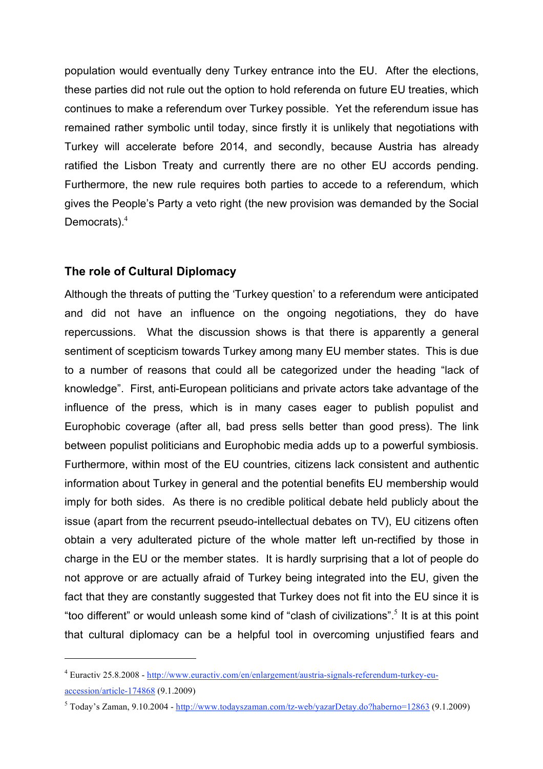population would eventually deny Turkey entrance into the EU. After the elections, these parties did not rule out the option to hold referenda on future EU treaties, which continues to make a referendum over Turkey possible. Yet the referendum issue has remained rather symbolic until today, since firstly it is unlikely that negotiations with Turkey will accelerate before 2014, and secondly, because Austria has already ratified the Lisbon Treaty and currently there are no other EU accords pending. Furthermore, the new rule requires both parties to accede to a referendum, which gives the People's Party a veto right (the new provision was demanded by the Social Democrats).[4]

## The role of Cultural Diplomacy

Although the threats of putting the 'Turkey question' to a referendum were anticipated and did not have an influence on the ongoing negotiations, they do have repercussions. What the discussion shows is that there is apparently a general sentiment of scepticism towards Turkey among many EU member states. This is due to a number of reasons that could all be categorized under the heading "lack of knowledge". First, anti-European politicians and private actors take advantage of the influence of the press, which is in many cases eager to publish populist and Europhobic coverage (after all, bad press sells better than good press). The link between populist politicians and Europhobic media adds up to a powerful symbiosis. Furthermore, within most of the EU countries, citizens lack consistent and authentic information about Turkey in general and the potential benefits EU membership would imply for both sides. As there is no credible political debate held publicly about the issue (apart from the recurrent pseudo-intellectual debates on TV), EU citizens often obtain a very adulterated picture of the whole matter left un-rectified by those in charge in the EU or the member states. It is hardly surprising that a lot of people do not approve or are actually afraid of Turkey being integrated into the EU, given the fact that they are constantly suggested that Turkey does not fit into the EU since it is "too different" or would unleash some kind of "clash of civilizations".[5] It is at this point that cultural diplomacy can be a helpful tool in overcoming unjustified fears and

---

[4] Euractiv 25.8.2008 - http://www.euractiv.com/en/enlargement/austria-signals-referendum-turkey-eu-accession/article-174868 (9.1.2009)

[5] Today's Zaman, 9.10.2004 - http://www.todayszaman.com/tz-web/yazarDetay.do?haberno=12863 (9.1.2009)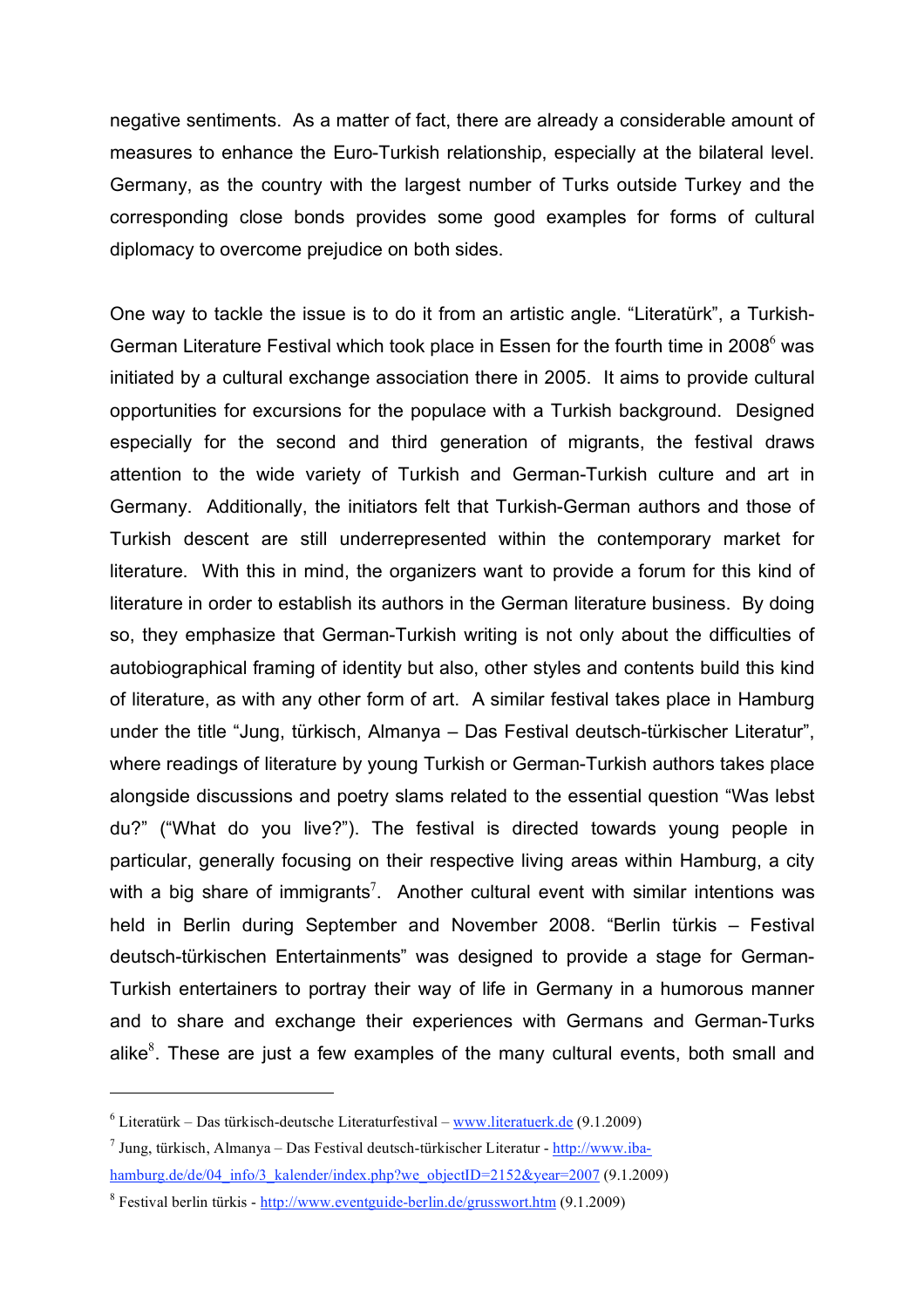negative sentiments. As a matter of fact, there are already a considerable amount of measures to enhance the Euro-Turkish relationship, especially at the bilateral level. Germany, as the country with the largest number of Turks outside Turkey and the corresponding close bonds provides some good examples for forms of cultural diplomacy to overcome prejudice on both sides.

One way to tackle the issue is to do it from an artistic angle. "Literatürk", a Turkish-German Literature Festival which took place in Essen for the fourth time in 2008[6] was initiated by a cultural exchange association there in 2005. It aims to provide cultural opportunities for excursions for the populace with a Turkish background. Designed especially for the second and third generation of migrants, the festival draws attention to the wide variety of Turkish and German-Turkish culture and art in Germany. Additionally, the initiators felt that Turkish-German authors and those of Turkish descent are still underrepresented within the contemporary market for literature. With this in mind, the organizers want to provide a forum for this kind of literature in order to establish its authors in the German literature business. By doing so, they emphasize that German-Turkish writing is not only about the difficulties of autobiographical framing of identity but also, other styles and contents build this kind of literature, as with any other form of art. A similar festival takes place in Hamburg under the title "Jung, türkisch, Almanya – Das Festival deutsch-türkischer Literatur", where readings of literature by young Turkish or German-Turkish authors takes place alongside discussions and poetry slams related to the essential question "Was lebst du?" ("What do you live?"). The festival is directed towards young people in particular, generally focusing on their respective living areas within Hamburg, a city with a big share of immigrants[7]. Another cultural event with similar intentions was held in Berlin during September and November 2008. "Berlin türkis – Festival deutsch-türkischen Entertainments" was designed to provide a stage for German-Turkish entertainers to portray their way of life in Germany in a humorous manner and to share and exchange their experiences with Germans and German-Turks alike[8]. These are just a few examples of the many cultural events, both small and

---

[6] Literatürk – Das türkisch-deutsche Literaturfestival – www.literatuerk.de (9.1.2009)

[7] Jung, türkisch, Almanya – Das Festival deutsch-türkischer Literatur - http://www.iba-hamburg.de/de/04_info/3_kalender/index.php?we_objectID=2152&year=2007 (9.1.2009)

[8] Festival berlin türkis - http://www.eventguide-berlin.de/grusswort.htm (9.1.2009)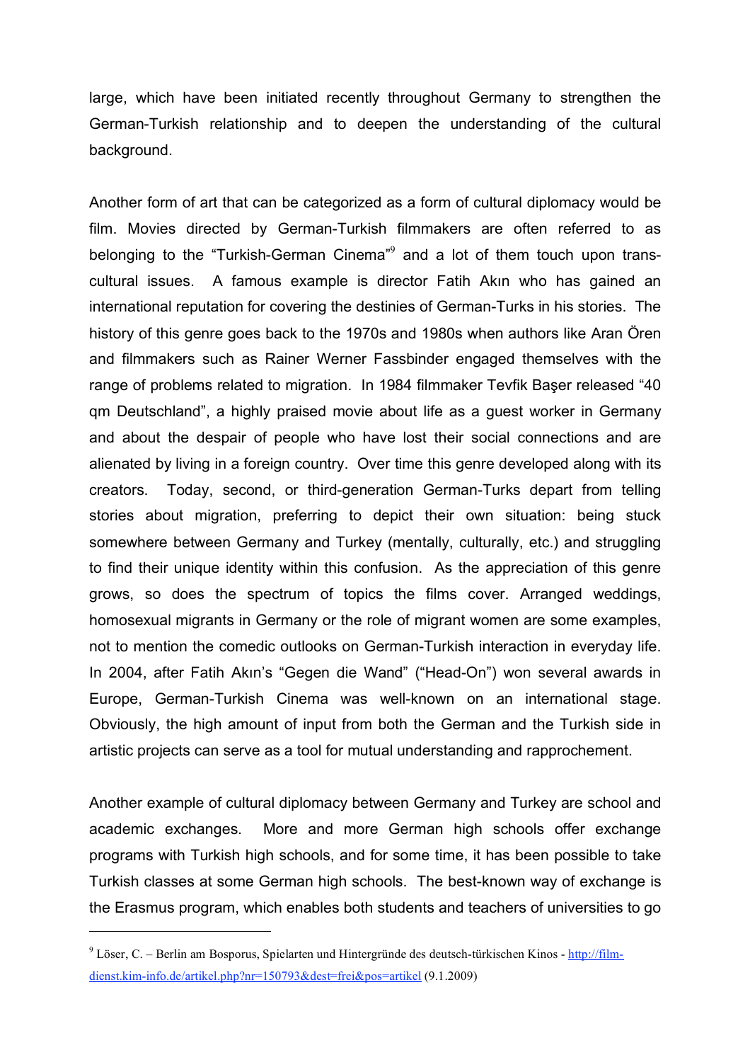large, which have been initiated recently throughout Germany to strengthen the German-Turkish relationship and to deepen the understanding of the cultural background.

Another form of art that can be categorized as a form of cultural diplomacy would be film. Movies directed by German-Turkish filmmakers are often referred to as belonging to the "Turkish-German Cinema"[9] and a lot of them touch upon trans-cultural issues. A famous example is director Fatih Akın who has gained an international reputation for covering the destinies of German-Turks in his stories. The history of this genre goes back to the 1970s and 1980s when authors like Aran Ören and filmmakers such as Rainer Werner Fassbinder engaged themselves with the range of problems related to migration. In 1984 filmmaker Tevfik Başer released "40 qm Deutschland", a highly praised movie about life as a guest worker in Germany and about the despair of people who have lost their social connections and are alienated by living in a foreign country. Over time this genre developed along with its creators. Today, second, or third-generation German-Turks depart from telling stories about migration, preferring to depict their own situation: being stuck somewhere between Germany and Turkey (mentally, culturally, etc.) and struggling to find their unique identity within this confusion. As the appreciation of this genre grows, so does the spectrum of topics the films cover. Arranged weddings, homosexual migrants in Germany or the role of migrant women are some examples, not to mention the comedic outlooks on German-Turkish interaction in everyday life. In 2004, after Fatih Akın's "Gegen die Wand" ("Head-On") won several awards in Europe, German-Turkish Cinema was well-known on an international stage. Obviously, the high amount of input from both the German and the Turkish side in artistic projects can serve as a tool for mutual understanding and rapprochement.

Another example of cultural diplomacy between Germany and Turkey are school and academic exchanges. More and more German high schools offer exchange programs with Turkish high schools, and for some time, it has been possible to take Turkish classes at some German high schools. The best-known way of exchange is the Erasmus program, which enables both students and teachers of universities to go

---

[9] Löser, C. – Berlin am Bosporus, Spielarten und Hintergründe des deutsch-türkischen Kinos - http://film-dienst.kim-info.de/artikel.php?nr=150793&dest=frei&pos=artikel (9.1.2009)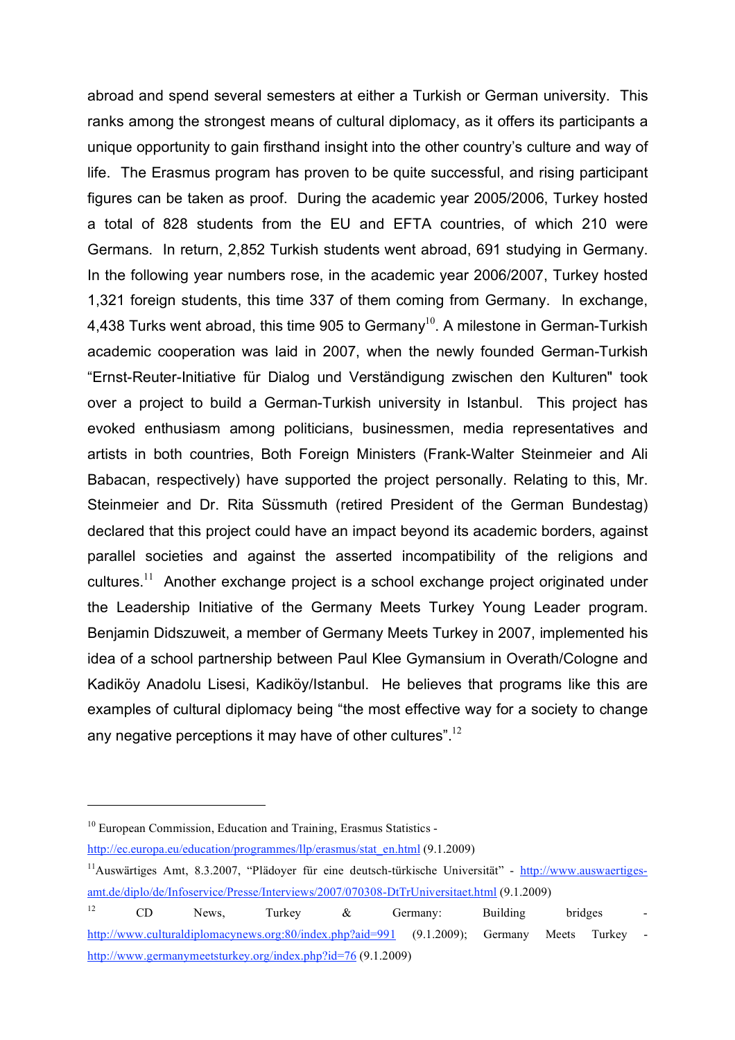abroad and spend several semesters at either a Turkish or German university. This ranks among the strongest means of cultural diplomacy, as it offers its participants a unique opportunity to gain firsthand insight into the other country's culture and way of life. The Erasmus program has proven to be quite successful, and rising participant figures can be taken as proof. During the academic year 2005/2006, Turkey hosted a total of 828 students from the EU and EFTA countries, of which 210 were Germans. In return, 2,852 Turkish students went abroad, 691 studying in Germany. In the following year numbers rose, in the academic year 2006/2007, Turkey hosted 1,321 foreign students, this time 337 of them coming from Germany. In exchange, 4,438 Turks went abroad, this time 905 to Germany[10]. A milestone in German-Turkish academic cooperation was laid in 2007, when the newly founded German-Turkish "Ernst-Reuter-Initiative für Dialog und Verständigung zwischen den Kulturen" took over a project to build a German-Turkish university in Istanbul. This project has evoked enthusiasm among politicians, businessmen, media representatives and artists in both countries, Both Foreign Ministers (Frank-Walter Steinmeier and Ali Babacan, respectively) have supported the project personally. Relating to this, Mr. Steinmeier and Dr. Rita Süssmuth (retired President of the German Bundestag) declared that this project could have an impact beyond its academic borders, against parallel societies and against the asserted incompatibility of the religions and cultures.[11] Another exchange project is a school exchange project originated under the Leadership Initiative of the Germany Meets Turkey Young Leader program. Benjamin Didszuweit, a member of Germany Meets Turkey in 2007, implemented his idea of a school partnership between Paul Klee Gymansium in Overath/Cologne and Kadiköy Anadolu Lisesi, Kadiköy/Istanbul. He believes that programs like this are examples of cultural diplomacy being "the most effective way for a society to change any negative perceptions it may have of other cultures".[12]

---

[10] European Commission, Education and Training, Erasmus Statistics - http://ec.europa.eu/education/programmes/llp/erasmus/stat_en.html (9.1.2009)

[11] Auswärtiges Amt, 8.3.2007, "Plädoyer für eine deutsch-türkische Universität" - http://www.auswaertiges-amt.de/diplo/de/Infoservice/Presse/Interviews/2007/070308-DtTrUniversitaet.html (9.1.2009)

[12] CD News, Turkey & Germany: Building bridges - http://www.culturaldiplomacynews.org:80/index.php?aid=991 (9.1.2009); Germany Meets Turkey - http://www.germanymeetsturkey.org/index.php?id=76 (9.1.2009)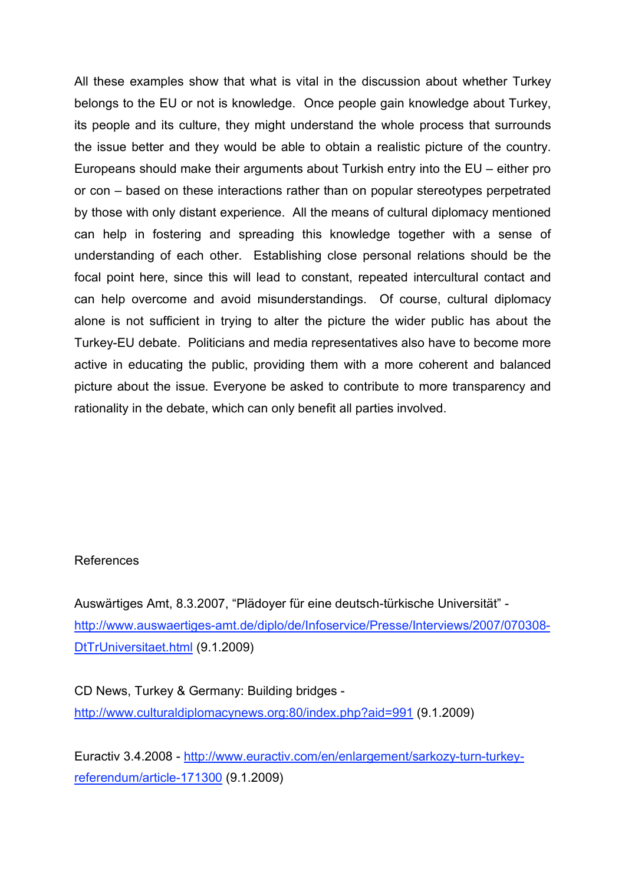All these examples show that what is vital in the discussion about whether Turkey belongs to the EU or not is knowledge. Once people gain knowledge about Turkey, its people and its culture, they might understand the whole process that surrounds the issue better and they would be able to obtain a realistic picture of the country. Europeans should make their arguments about Turkish entry into the EU – either pro or con – based on these interactions rather than on popular stereotypes perpetrated by those with only distant experience. All the means of cultural diplomacy mentioned can help in fostering and spreading this knowledge together with a sense of understanding of each other. Establishing close personal relations should be the focal point here, since this will lead to constant, repeated intercultural contact and can help overcome and avoid misunderstandings. Of course, cultural diplomacy alone is not sufficient in trying to alter the picture the wider public has about the Turkey-EU debate. Politicians and media representatives also have to become more active in educating the public, providing them with a more coherent and balanced picture about the issue. Everyone be asked to contribute to more transparency and rationality in the debate, which can only benefit all parties involved.

## References

Auswärtiges Amt, 8.3.2007, "Plädoyer für eine deutsch-türkische Universität" - http://www.auswaertiges-amt.de/diplo/de/Infoservice/Presse/Interviews/2007/070308-DtTrUniversitaet.html (9.1.2009)

CD News, Turkey & Germany: Building bridges - http://www.culturaldiplomacynews.org:80/index.php?aid=991 (9.1.2009)

Euractiv 3.4.2008 - http://www.euractiv.com/en/enlargement/sarkozy-turn-turkey-referendum/article-171300 (9.1.2009)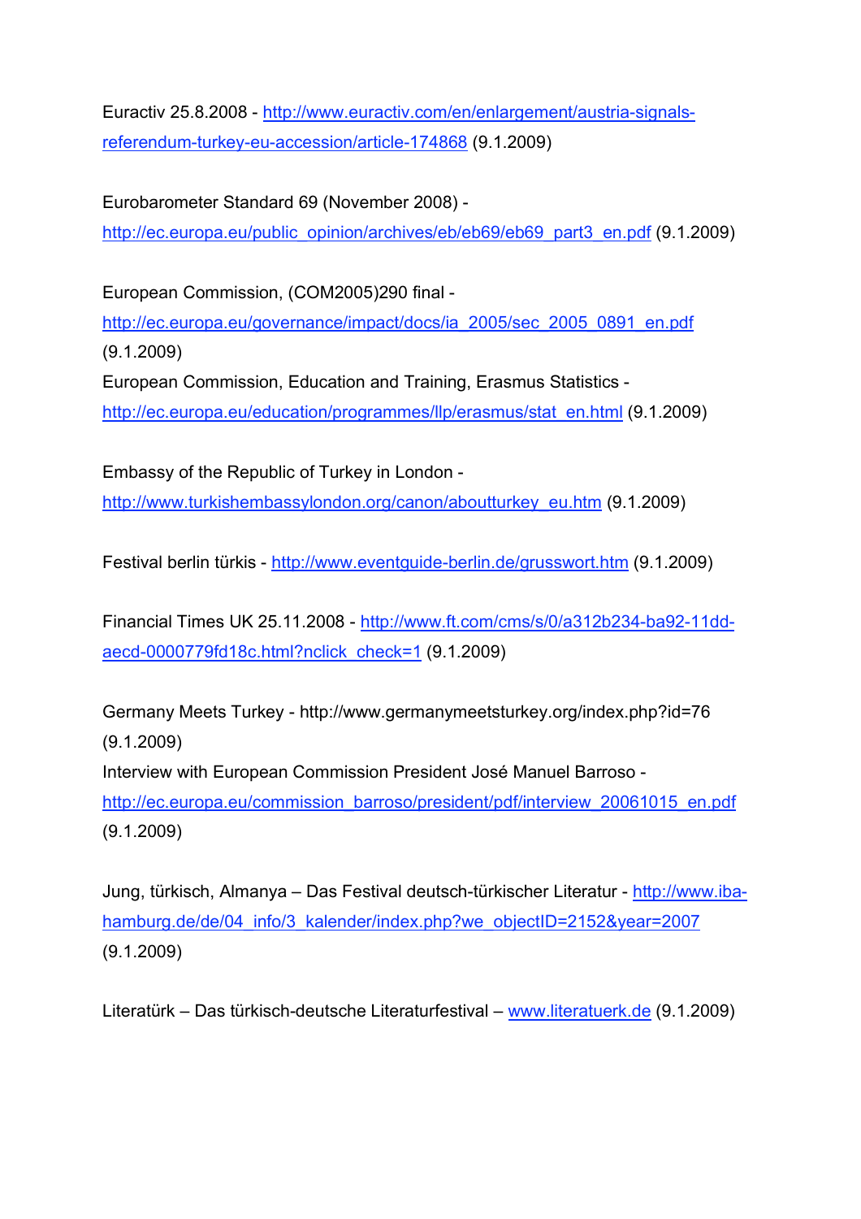Euractiv 25.8.2008 - http://www.euractiv.com/en/enlargement/austria-signals-referendum-turkey-eu-accession/article-174868 (9.1.2009)

Eurobarometer Standard 69 (November 2008) - http://ec.europa.eu/public_opinion/archives/eb/eb69/eb69_part3_en.pdf (9.1.2009)

European Commission, (COM2005)290 final - http://ec.europa.eu/governance/impact/docs/ia_2005/sec_2005_0891_en.pdf (9.1.2009)

European Commission, Education and Training, Erasmus Statistics - http://ec.europa.eu/education/programmes/llp/erasmus/stat_en.html (9.1.2009)

Embassy of the Republic of Turkey in London - http://www.turkishembassylondon.org/canon/aboutturkey_eu.htm (9.1.2009)

Festival berlin türkis - http://www.eventguide-berlin.de/grusswort.htm (9.1.2009)

Financial Times UK 25.11.2008 - http://www.ft.com/cms/s/0/a312b234-ba92-11dd-aecd-0000779fd18c.html?nclick_check=1 (9.1.2009)

Germany Meets Turkey - http://www.germanymeetsturkey.org/index.php?id=76 (9.1.2009)

Interview with European Commission President José Manuel Barroso - http://ec.europa.eu/commission_barroso/president/pdf/interview_20061015_en.pdf (9.1.2009)

Jung, türkisch, Almanya – Das Festival deutsch-türkischer Literatur - http://www.iba-hamburg.de/de/04_info/3_kalender/index.php?we_objectID=2152&year=2007 (9.1.2009)

Literatürk – Das türkisch-deutsche Literaturfestival – www.literatuerk.de (9.1.2009)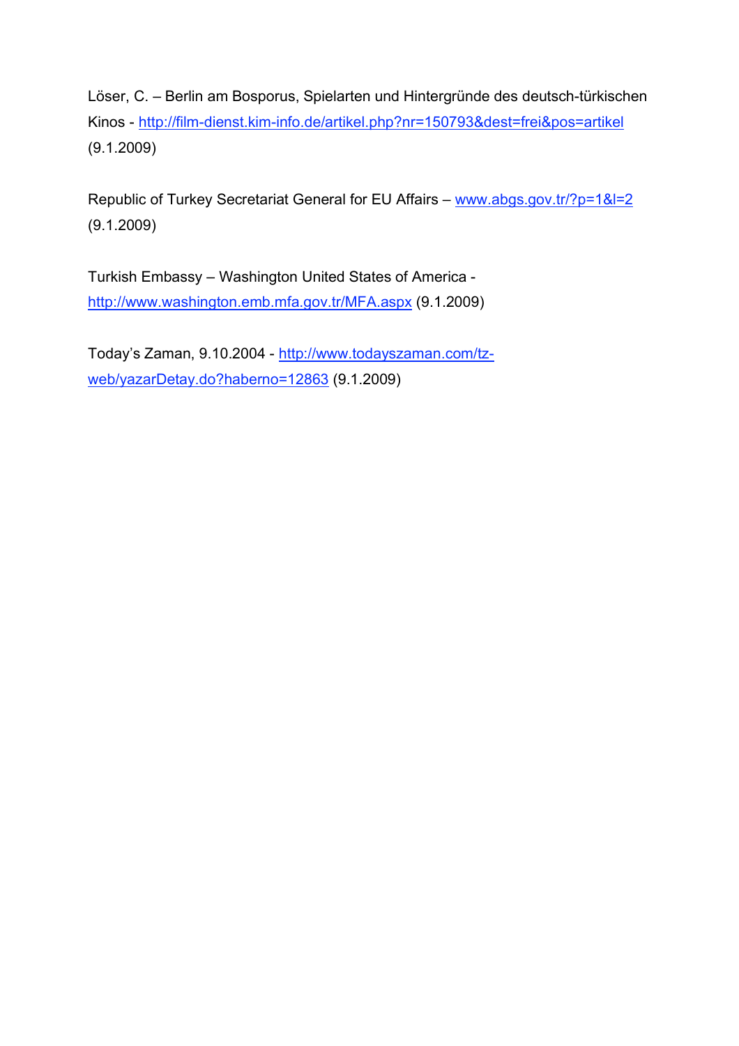Löser, C. – Berlin am Bosporus, Spielarten und Hintergründe des deutsch-türkischen Kinos - http://film-dienst.kim-info.de/artikel.php?nr=150793&dest=frei&pos=artikel (9.1.2009)

Republic of Turkey Secretariat General for EU Affairs – www.abgs.gov.tr/?p=1&l=2 (9.1.2009)

Turkish Embassy – Washington United States of America - http://www.washington.emb.mfa.gov.tr/MFA.aspx (9.1.2009)

Today's Zaman, 9.10.2004 - http://www.todayszaman.com/tz-web/yazarDetay.do?haberno=12863 (9.1.2009)